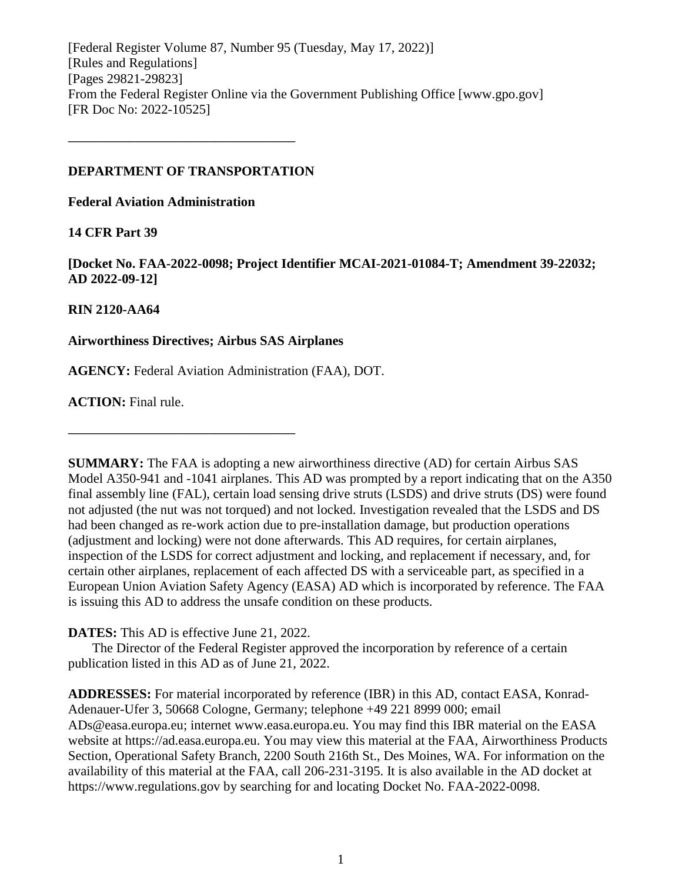[Federal Register Volume 87, Number 95 (Tuesday, May 17, 2022)]
[Rules and Regulations]
[Pages 29821-29823]
From the Federal Register Online via the Government Publishing Office [www.gpo.gov]
[FR Doc No: 2022-10525]

---

**DEPARTMENT OF TRANSPORTATION**

**Federal Aviation Administration**

**14 CFR Part 39**

**[Docket No. FAA-2022-0098; Project Identifier MCAI-2021-01084-T; Amendment 39-22032; AD 2022-09-12]**

**RIN 2120-AA64**

**Airworthiness Directives; Airbus SAS Airplanes**

**AGENCY:** Federal Aviation Administration (FAA), DOT.

**ACTION:** Final rule.

---

**SUMMARY:** The FAA is adopting a new airworthiness directive (AD) for certain Airbus SAS Model A350-941 and -1041 airplanes. This AD was prompted by a report indicating that on the A350 final assembly line (FAL), certain load sensing drive struts (LSDS) and drive struts (DS) were found not adjusted (the nut was not torqued) and not locked. Investigation revealed that the LSDS and DS had been changed as re-work action due to pre-installation damage, but production operations (adjustment and locking) were not done afterwards. This AD requires, for certain airplanes, inspection of the LSDS for correct adjustment and locking, and replacement if necessary, and, for certain other airplanes, replacement of each affected DS with a serviceable part, as specified in a European Union Aviation Safety Agency (EASA) AD which is incorporated by reference. The FAA is issuing this AD to address the unsafe condition on these products.

**DATES:** This AD is effective June 21, 2022.

The Director of the Federal Register approved the incorporation by reference of a certain publication listed in this AD as of June 21, 2022.

**ADDRESSES:** For material incorporated by reference (IBR) in this AD, contact EASA, Konrad-Adenauer-Ufer 3, 50668 Cologne, Germany; telephone +49 221 8999 000; email ADs@easa.europa.eu; internet www.easa.europa.eu. You may find this IBR material on the EASA website at https://ad.easa.europa.eu. You may view this material at the FAA, Airworthiness Products Section, Operational Safety Branch, 2200 South 216th St., Des Moines, WA. For information on the availability of this material at the FAA, call 206-231-3195. It is also available in the AD docket at https://www.regulations.gov by searching for and locating Docket No. FAA-2022-0098.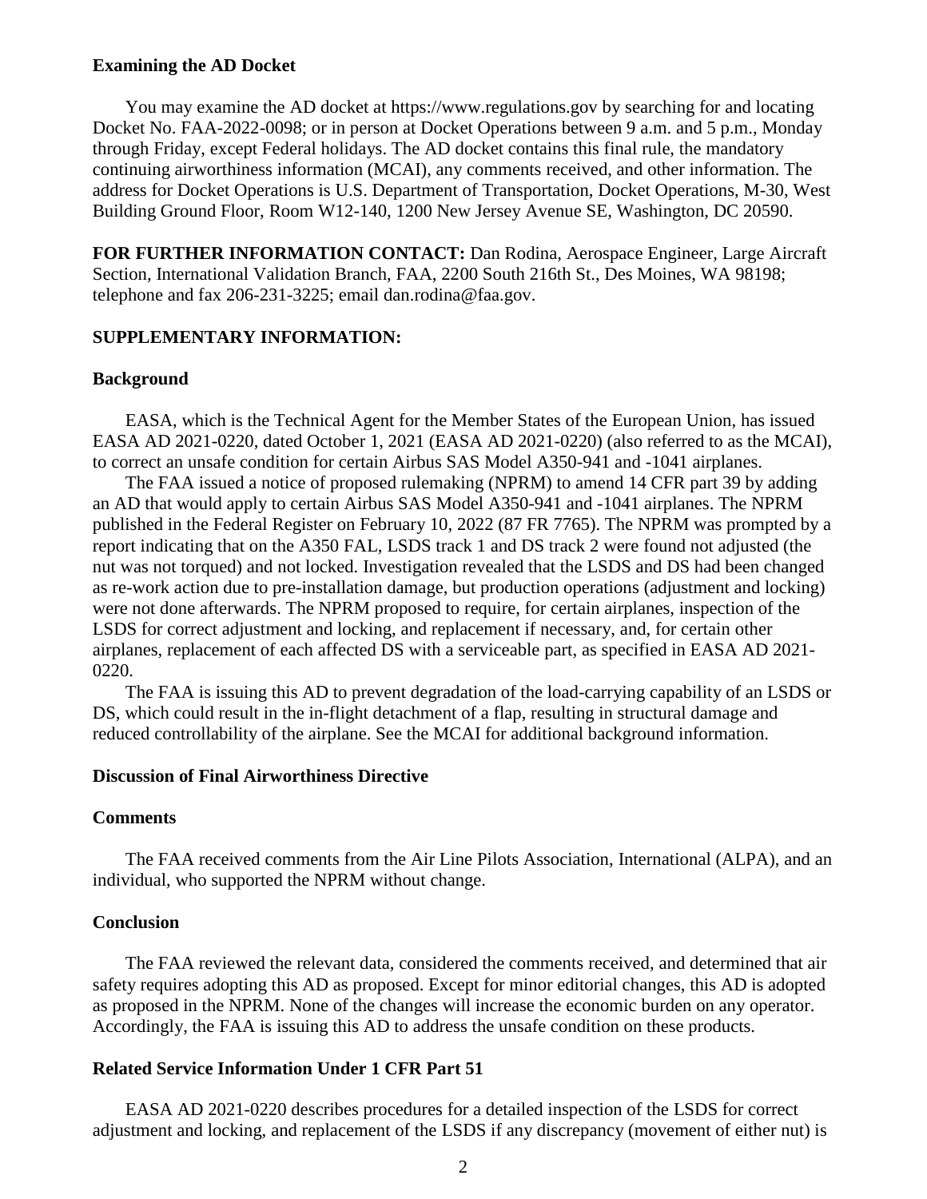**Examining the AD Docket**

You may examine the AD docket at https://www.regulations.gov by searching for and locating Docket No. FAA-2022-0098; or in person at Docket Operations between 9 a.m. and 5 p.m., Monday through Friday, except Federal holidays. The AD docket contains this final rule, the mandatory continuing airworthiness information (MCAI), any comments received, and other information. The address for Docket Operations is U.S. Department of Transportation, Docket Operations, M-30, West Building Ground Floor, Room W12-140, 1200 New Jersey Avenue SE, Washington, DC 20590.

**FOR FURTHER INFORMATION CONTACT:** Dan Rodina, Aerospace Engineer, Large Aircraft Section, International Validation Branch, FAA, 2200 South 216th St., Des Moines, WA 98198; telephone and fax 206-231-3225; email dan.rodina@faa.gov.

**SUPPLEMENTARY INFORMATION:**

**Background**

EASA, which is the Technical Agent for the Member States of the European Union, has issued EASA AD 2021-0220, dated October 1, 2021 (EASA AD 2021-0220) (also referred to as the MCAI), to correct an unsafe condition for certain Airbus SAS Model A350-941 and -1041 airplanes.

The FAA issued a notice of proposed rulemaking (NPRM) to amend 14 CFR part 39 by adding an AD that would apply to certain Airbus SAS Model A350-941 and -1041 airplanes. The NPRM published in the Federal Register on February 10, 2022 (87 FR 7765). The NPRM was prompted by a report indicating that on the A350 FAL, LSDS track 1 and DS track 2 were found not adjusted (the nut was not torqued) and not locked. Investigation revealed that the LSDS and DS had been changed as re-work action due to pre-installation damage, but production operations (adjustment and locking) were not done afterwards. The NPRM proposed to require, for certain airplanes, inspection of the LSDS for correct adjustment and locking, and replacement if necessary, and, for certain other airplanes, replacement of each affected DS with a serviceable part, as specified in EASA AD 2021-0220.

The FAA is issuing this AD to prevent degradation of the load-carrying capability of an LSDS or DS, which could result in the in-flight detachment of a flap, resulting in structural damage and reduced controllability of the airplane. See the MCAI for additional background information.

**Discussion of Final Airworthiness Directive**

**Comments**

The FAA received comments from the Air Line Pilots Association, International (ALPA), and an individual, who supported the NPRM without change.

**Conclusion**

The FAA reviewed the relevant data, considered the comments received, and determined that air safety requires adopting this AD as proposed. Except for minor editorial changes, this AD is adopted as proposed in the NPRM. None of the changes will increase the economic burden on any operator. Accordingly, the FAA is issuing this AD to address the unsafe condition on these products.

**Related Service Information Under 1 CFR Part 51**

EASA AD 2021-0220 describes procedures for a detailed inspection of the LSDS for correct adjustment and locking, and replacement of the LSDS if any discrepancy (movement of either nut) is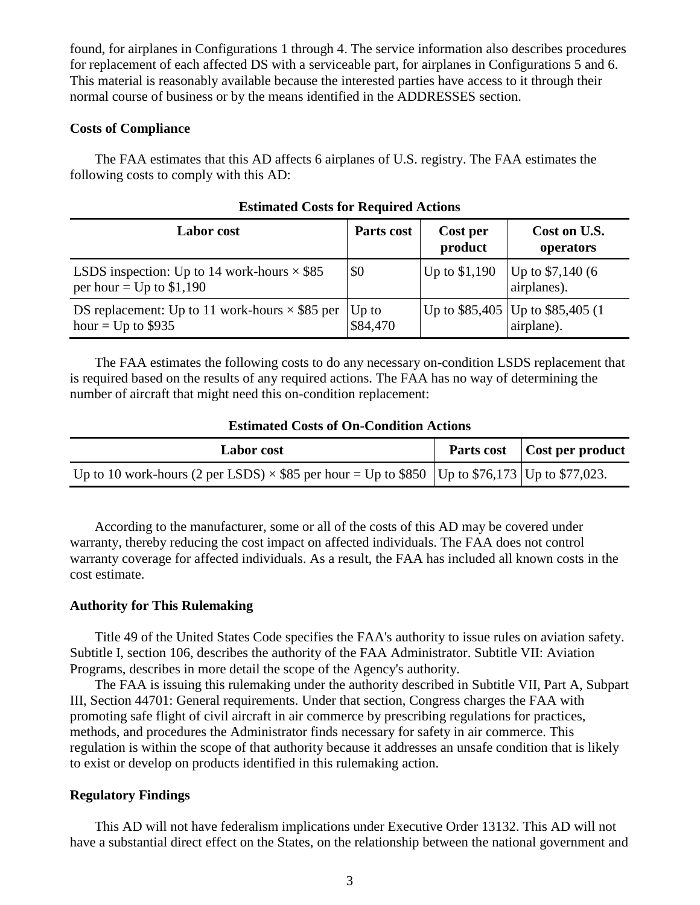found, for airplanes in Configurations 1 through 4. The service information also describes procedures for replacement of each affected DS with a serviceable part, for airplanes in Configurations 5 and 6. This material is reasonably available because the interested parties have access to it through their normal course of business or by the means identified in the ADDRESSES section.

**Costs of Compliance**

The FAA estimates that this AD affects 6 airplanes of U.S. registry. The FAA estimates the following costs to comply with this AD:

**Estimated Costs for Required Actions**

| Labor cost | Parts cost | Cost per product | Cost on U.S. operators |
|---|---|---|---|
| LSDS inspection: Up to 14 work-hours × \$85 per hour = Up to \$1,190 | \$0 | Up to \$1,190 | Up to \$7,140 (6 airplanes). |
| DS replacement: Up to 11 work-hours × \$85 per hour = Up to \$935 | Up to \$84,470 | Up to \$85,405 | Up to \$85,405 (1 airplane). |

The FAA estimates the following costs to do any necessary on-condition LSDS replacement that is required based on the results of any required actions. The FAA has no way of determining the number of aircraft that might need this on-condition replacement:

**Estimated Costs of On-Condition Actions**

| Labor cost | Parts cost | Cost per product |
|---|---|---|
| Up to 10 work-hours (2 per LSDS) × \$85 per hour = Up to \$850 | Up to \$76,173 | Up to \$77,023. |

According to the manufacturer, some or all of the costs of this AD may be covered under warranty, thereby reducing the cost impact on affected individuals. The FAA does not control warranty coverage for affected individuals. As a result, the FAA has included all known costs in the cost estimate.

**Authority for This Rulemaking**

Title 49 of the United States Code specifies the FAA's authority to issue rules on aviation safety. Subtitle I, section 106, describes the authority of the FAA Administrator. Subtitle VII: Aviation Programs, describes in more detail the scope of the Agency's authority.

The FAA is issuing this rulemaking under the authority described in Subtitle VII, Part A, Subpart III, Section 44701: General requirements. Under that section, Congress charges the FAA with promoting safe flight of civil aircraft in air commerce by prescribing regulations for practices, methods, and procedures the Administrator finds necessary for safety in air commerce. This regulation is within the scope of that authority because it addresses an unsafe condition that is likely to exist or develop on products identified in this rulemaking action.

**Regulatory Findings**

This AD will not have federalism implications under Executive Order 13132. This AD will not have a substantial direct effect on the States, on the relationship between the national government and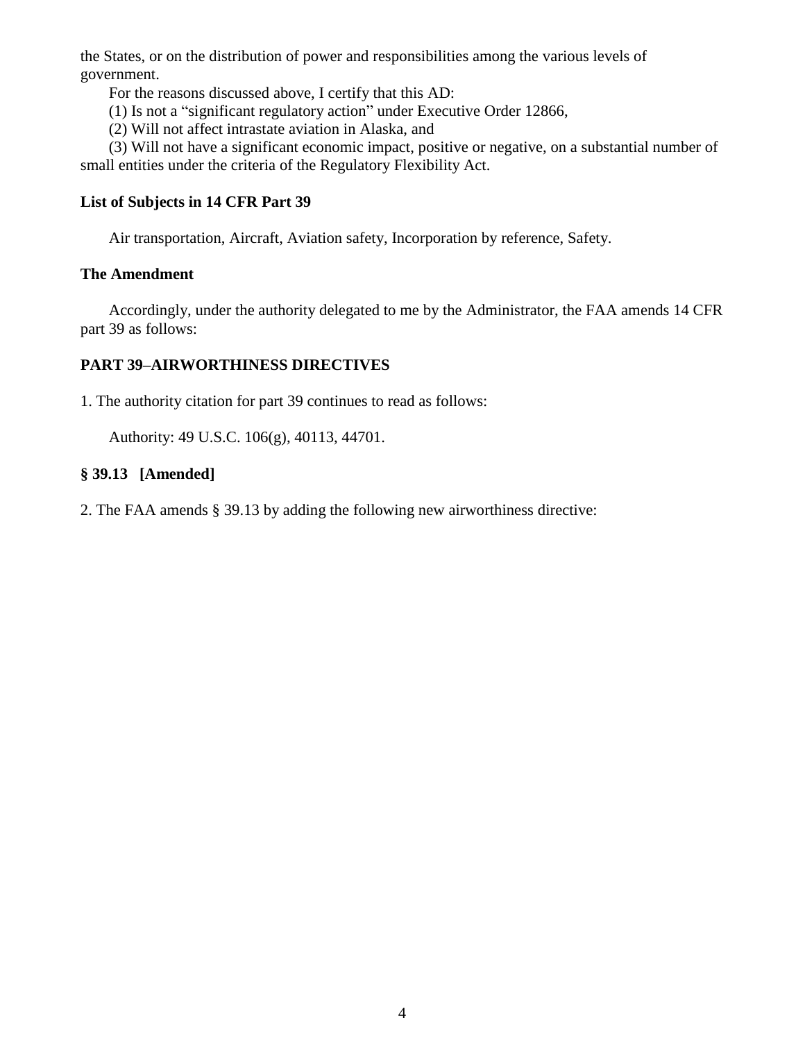the States, or on the distribution of power and responsibilities among the various levels of government.

For the reasons discussed above, I certify that this AD:

(1) Is not a "significant regulatory action" under Executive Order 12866,

(2) Will not affect intrastate aviation in Alaska, and

(3) Will not have a significant economic impact, positive or negative, on a substantial number of small entities under the criteria of the Regulatory Flexibility Act.

### List of Subjects in 14 CFR Part 39

Air transportation, Aircraft, Aviation safety, Incorporation by reference, Safety.

### The Amendment

Accordingly, under the authority delegated to me by the Administrator, the FAA amends 14 CFR part 39 as follows:

### PART 39–AIRWORTHINESS DIRECTIVES

1. The authority citation for part 39 continues to read as follows:

Authority: 49 U.S.C. 106(g), 40113, 44701.

### § 39.13 [Amended]

2. The FAA amends § 39.13 by adding the following new airworthiness directive: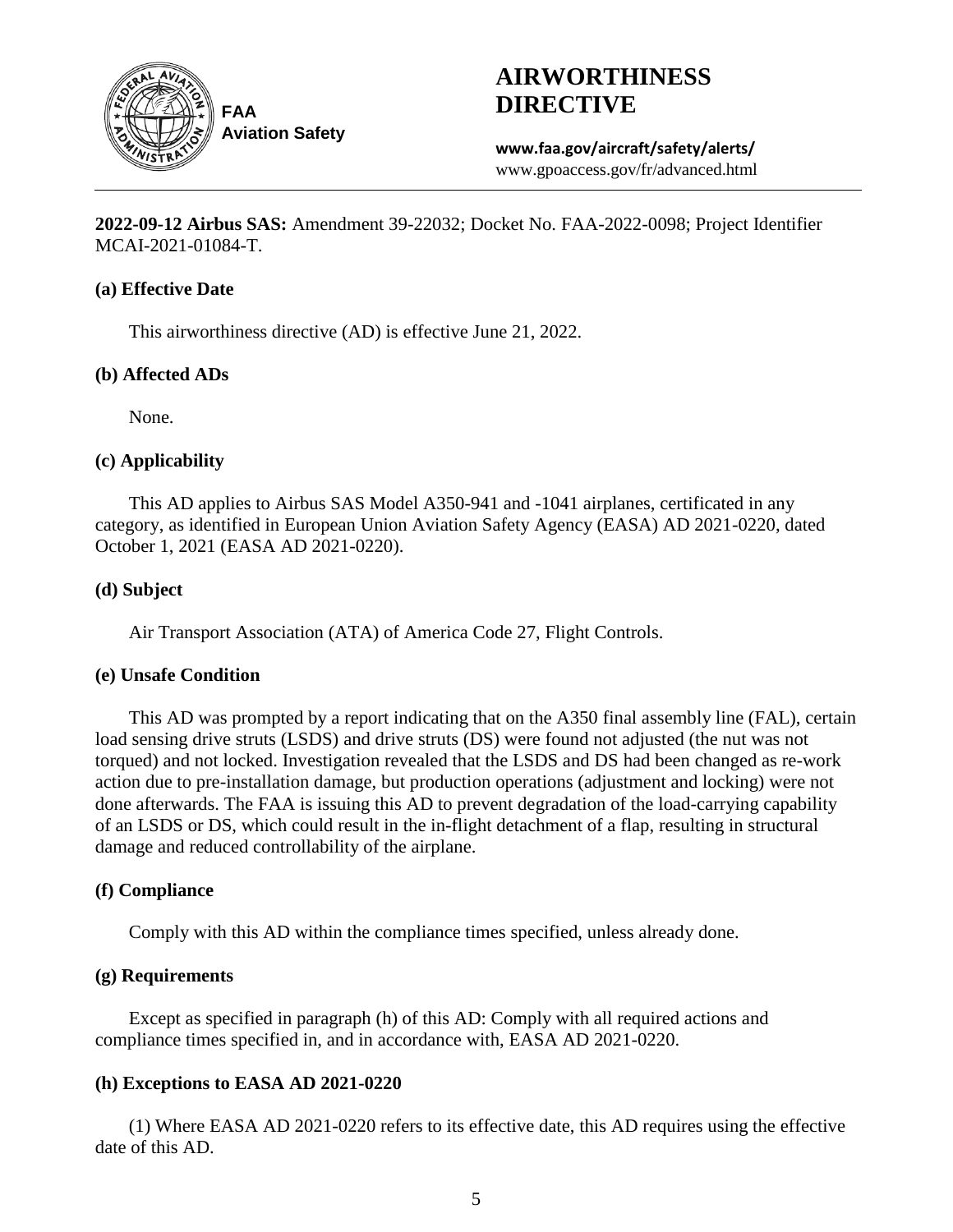**FAA Aviation Safety**

# AIRWORTHINESS DIRECTIVE

**www.faa.gov/aircraft/safety/alerts/**
www.gpoaccess.gov/fr/advanced.html

**2022-09-12 Airbus SAS:** Amendment 39-22032; Docket No. FAA-2022-0098; Project Identifier MCAI-2021-01084-T.

### (a) Effective Date

This airworthiness directive (AD) is effective June 21, 2022.

### (b) Affected ADs

None.

### (c) Applicability

This AD applies to Airbus SAS Model A350-941 and -1041 airplanes, certificated in any category, as identified in European Union Aviation Safety Agency (EASA) AD 2021-0220, dated October 1, 2021 (EASA AD 2021-0220).

### (d) Subject

Air Transport Association (ATA) of America Code 27, Flight Controls.

### (e) Unsafe Condition

This AD was prompted by a report indicating that on the A350 final assembly line (FAL), certain load sensing drive struts (LSDS) and drive struts (DS) were found not adjusted (the nut was not torqued) and not locked. Investigation revealed that the LSDS and DS had been changed as re-work action due to pre-installation damage, but production operations (adjustment and locking) were not done afterwards. The FAA is issuing this AD to prevent degradation of the load-carrying capability of an LSDS or DS, which could result in the in-flight detachment of a flap, resulting in structural damage and reduced controllability of the airplane.

### (f) Compliance

Comply with this AD within the compliance times specified, unless already done.

### (g) Requirements

Except as specified in paragraph (h) of this AD: Comply with all required actions and compliance times specified in, and in accordance with, EASA AD 2021-0220.

### (h) Exceptions to EASA AD 2021-0220

(1) Where EASA AD 2021-0220 refers to its effective date, this AD requires using the effective date of this AD.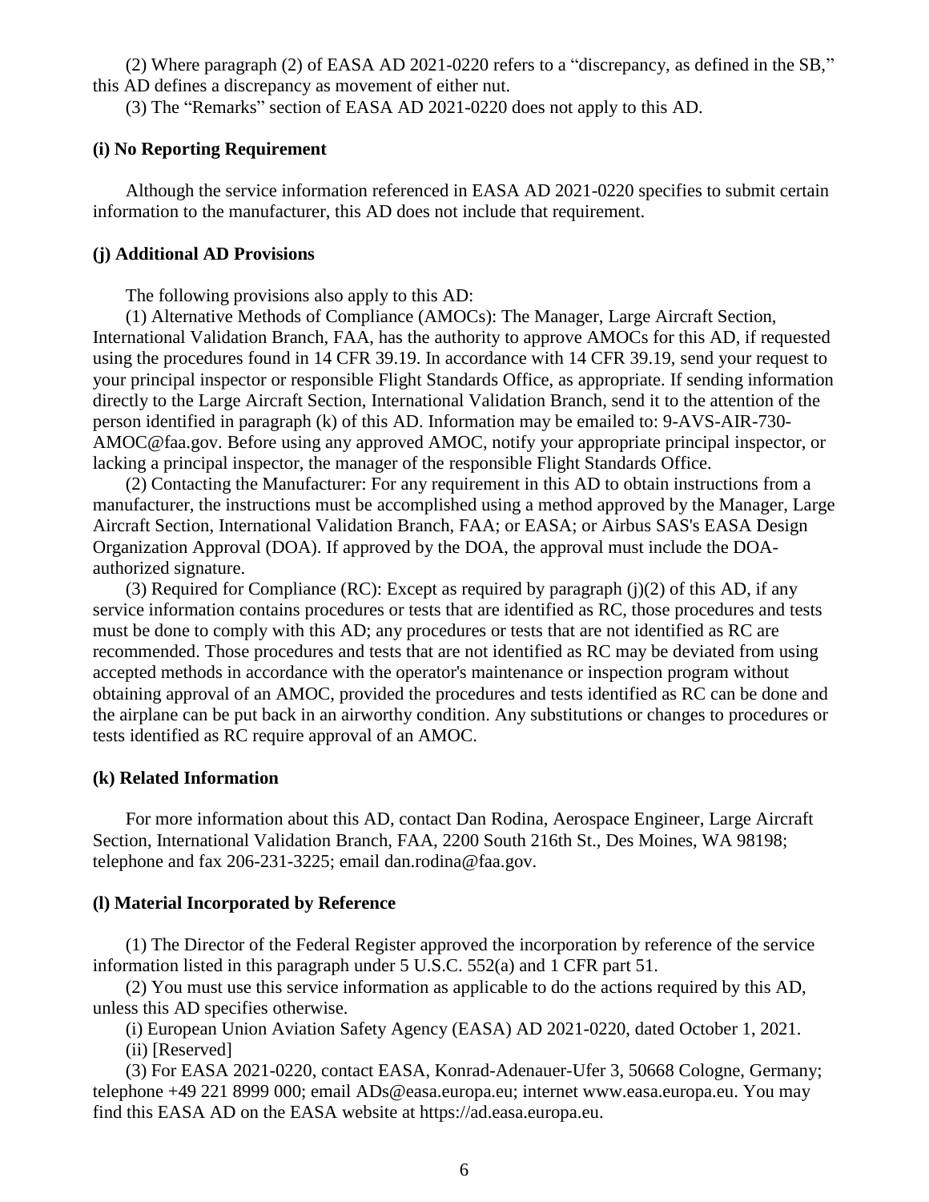(2) Where paragraph (2) of EASA AD 2021-0220 refers to a "discrepancy, as defined in the SB," this AD defines a discrepancy as movement of either nut.

(3) The "Remarks" section of EASA AD 2021-0220 does not apply to this AD.

**(i) No Reporting Requirement**

Although the service information referenced in EASA AD 2021-0220 specifies to submit certain information to the manufacturer, this AD does not include that requirement.

**(j) Additional AD Provisions**

The following provisions also apply to this AD:

(1) Alternative Methods of Compliance (AMOCs): The Manager, Large Aircraft Section, International Validation Branch, FAA, has the authority to approve AMOCs for this AD, if requested using the procedures found in 14 CFR 39.19. In accordance with 14 CFR 39.19, send your request to your principal inspector or responsible Flight Standards Office, as appropriate. If sending information directly to the Large Aircraft Section, International Validation Branch, send it to the attention of the person identified in paragraph (k) of this AD. Information may be emailed to: 9-AVS-AIR-730-AMOC@faa.gov. Before using any approved AMOC, notify your appropriate principal inspector, or lacking a principal inspector, the manager of the responsible Flight Standards Office.

(2) Contacting the Manufacturer: For any requirement in this AD to obtain instructions from a manufacturer, the instructions must be accomplished using a method approved by the Manager, Large Aircraft Section, International Validation Branch, FAA; or EASA; or Airbus SAS's EASA Design Organization Approval (DOA). If approved by the DOA, the approval must include the DOA-authorized signature.

(3) Required for Compliance (RC): Except as required by paragraph (j)(2) of this AD, if any service information contains procedures or tests that are identified as RC, those procedures and tests must be done to comply with this AD; any procedures or tests that are not identified as RC are recommended. Those procedures and tests that are not identified as RC may be deviated from using accepted methods in accordance with the operator's maintenance or inspection program without obtaining approval of an AMOC, provided the procedures and tests identified as RC can be done and the airplane can be put back in an airworthy condition. Any substitutions or changes to procedures or tests identified as RC require approval of an AMOC.

**(k) Related Information**

For more information about this AD, contact Dan Rodina, Aerospace Engineer, Large Aircraft Section, International Validation Branch, FAA, 2200 South 216th St., Des Moines, WA 98198; telephone and fax 206-231-3225; email dan.rodina@faa.gov.

**(l) Material Incorporated by Reference**

(1) The Director of the Federal Register approved the incorporation by reference of the service information listed in this paragraph under 5 U.S.C. 552(a) and 1 CFR part 51.

(2) You must use this service information as applicable to do the actions required by this AD, unless this AD specifies otherwise.

(i) European Union Aviation Safety Agency (EASA) AD 2021-0220, dated October 1, 2021.

(ii) [Reserved]

(3) For EASA 2021-0220, contact EASA, Konrad-Adenauer-Ufer 3, 50668 Cologne, Germany; telephone +49 221 8999 000; email ADs@easa.europa.eu; internet www.easa.europa.eu. You may find this EASA AD on the EASA website at https://ad.easa.europa.eu.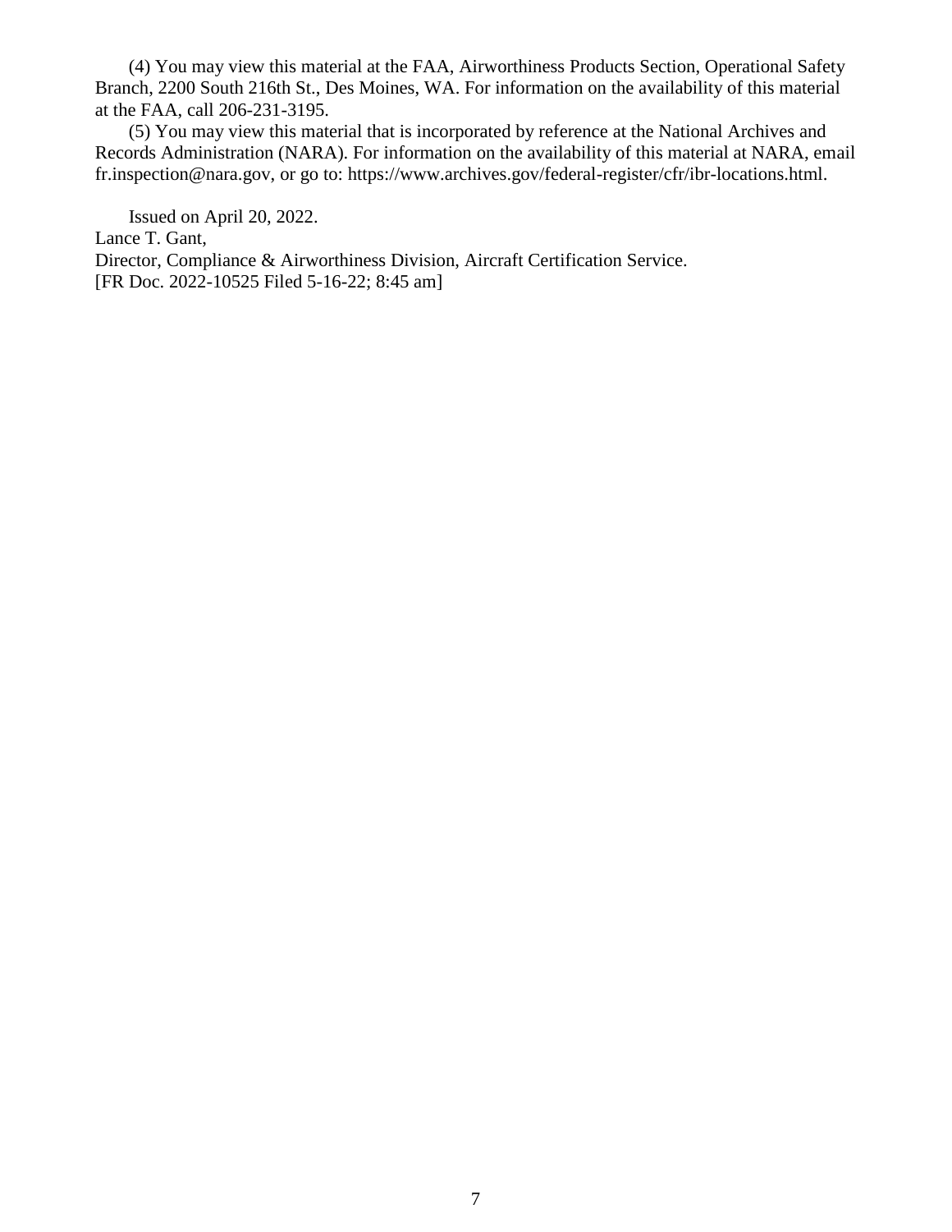(4) You may view this material at the FAA, Airworthiness Products Section, Operational Safety Branch, 2200 South 216th St., Des Moines, WA. For information on the availability of this material at the FAA, call 206-231-3195.

(5) You may view this material that is incorporated by reference at the National Archives and Records Administration (NARA). For information on the availability of this material at NARA, email fr.inspection@nara.gov, or go to: https://www.archives.gov/federal-register/cfr/ibr-locations.html.

Issued on April 20, 2022.

Lance T. Gant,

Director, Compliance & Airworthiness Division, Aircraft Certification Service.

[FR Doc. 2022-10525 Filed 5-16-22; 8:45 am]